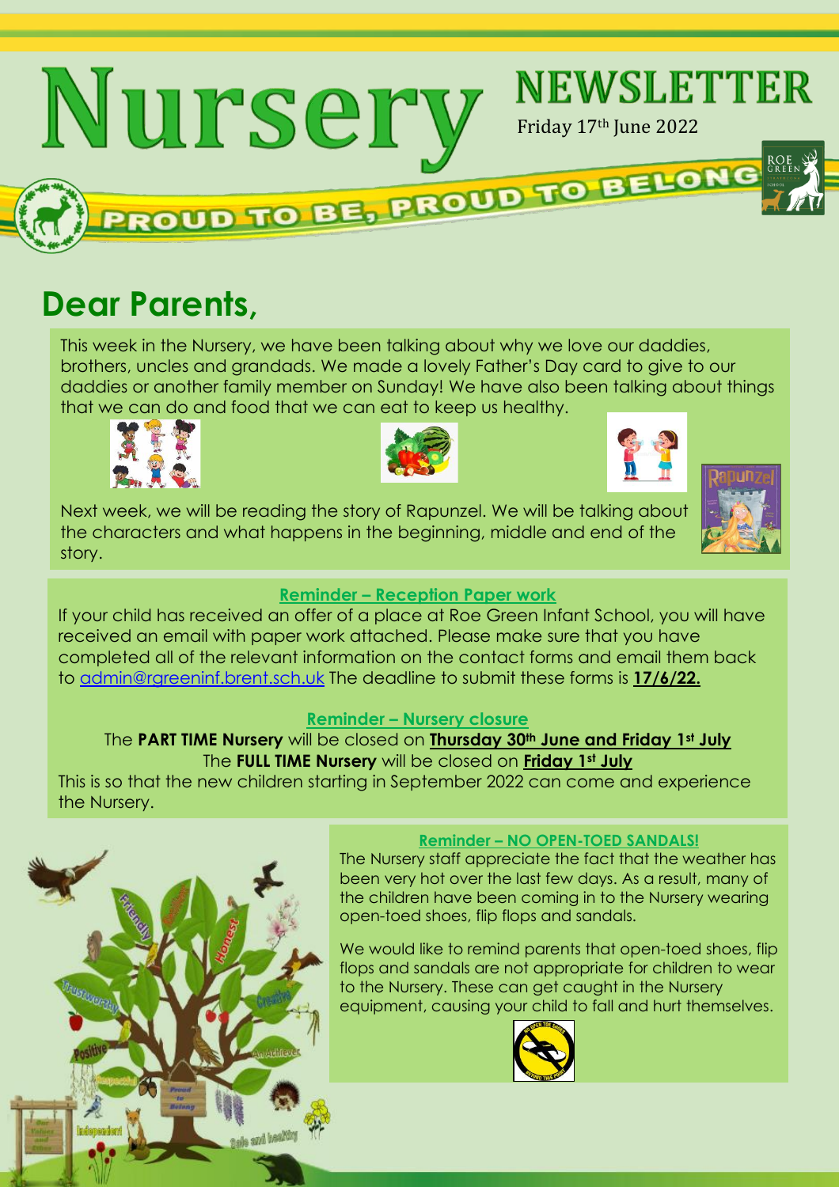# Nursery NEWSLETTER

Friday 17th June 2022

PROUD TO BE, PROUD TO BELONG

## Dear Parents,

This week in the Nursery, we have been talking about why we love our daddies, brothers, uncles and grandads. We made a lovely Father's Day card to give to our daddies or another family member on Sunday! We have also been talking about things that we can do and food that we can eat to keep us healthy.

Next week, we will be reading the story of Rapunzel. We will be talking about the characters and what happens in the beginning, middle and end of the story.

### Reminder – Reception Paper work

If your child has received an offer of a place at Roe Green Infant School, you will have received an email with paper work attached. Please make sure that you have completed all of the relevant information on the contact forms and email them back to admin@rgreeninf.brent.sch.uk The deadline to submit these forms is **17/6/22.**

### Reminder – Nursery closure

The **PART TIME Nursery** will be closed on **Thursday 30th June and Friday 1st July**

The **FULL TIME Nursery** will be closed on **Friday 1st July**

This is so that the new children starting in September 2022 can come and experience the Nursery.

### Reminder – NO OPEN-TOED SANDALS!

The Nursery staff appreciate the fact that the weather has been very hot over the last few days. As a result, many of the children have been coming in to the Nursery wearing open-toed shoes, flip flops and sandals.

We would like to remind parents that open-toed shoes, flip flops and sandals are not appropriate for children to wear to the Nursery. These can get caught in the Nursery equipment, causing your child to fall and hurt themselves.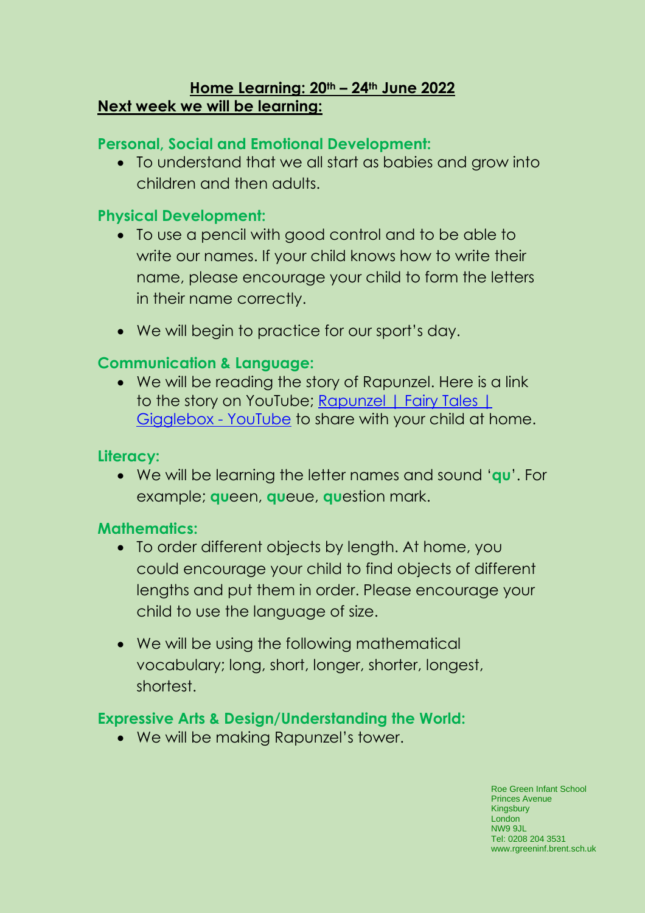## Home Learning: 20th – 24th June 2022

### Next week we will be learning:

**Personal, Social and Emotional Development:**

- To understand that we all start as babies and grow into children and then adults.

**Physical Development:**

- To use a pencil with good control and to be able to write our names. If your child knows how to write their name, please encourage your child to form the letters in their name correctly.
- We will begin to practice for our sport's day.

**Communication & Language:**

- We will be reading the story of Rapunzel. Here is a link to the story on YouTube; Rapunzel | Fairy Tales | Gigglebox - YouTube to share with your child at home.

**Literacy:**

- We will be learning the letter names and sound '**qu**'. For example; **qu**een, **qu**eue, **qu**estion mark.

**Mathematics:**

- To order different objects by length. At home, you could encourage your child to find objects of different lengths and put them in order. Please encourage your child to use the language of size.
- We will be using the following mathematical vocabulary; long, short, longer, shorter, longest, shortest.

**Expressive Arts & Design/Understanding the World:**

- We will be making Rapunzel's tower.

Roe Green Infant School
Princes Avenue
Kingsbury
London
NW9 9JL
Tel: 0208 204 3531
www.rgreeninf.brent.sch.uk